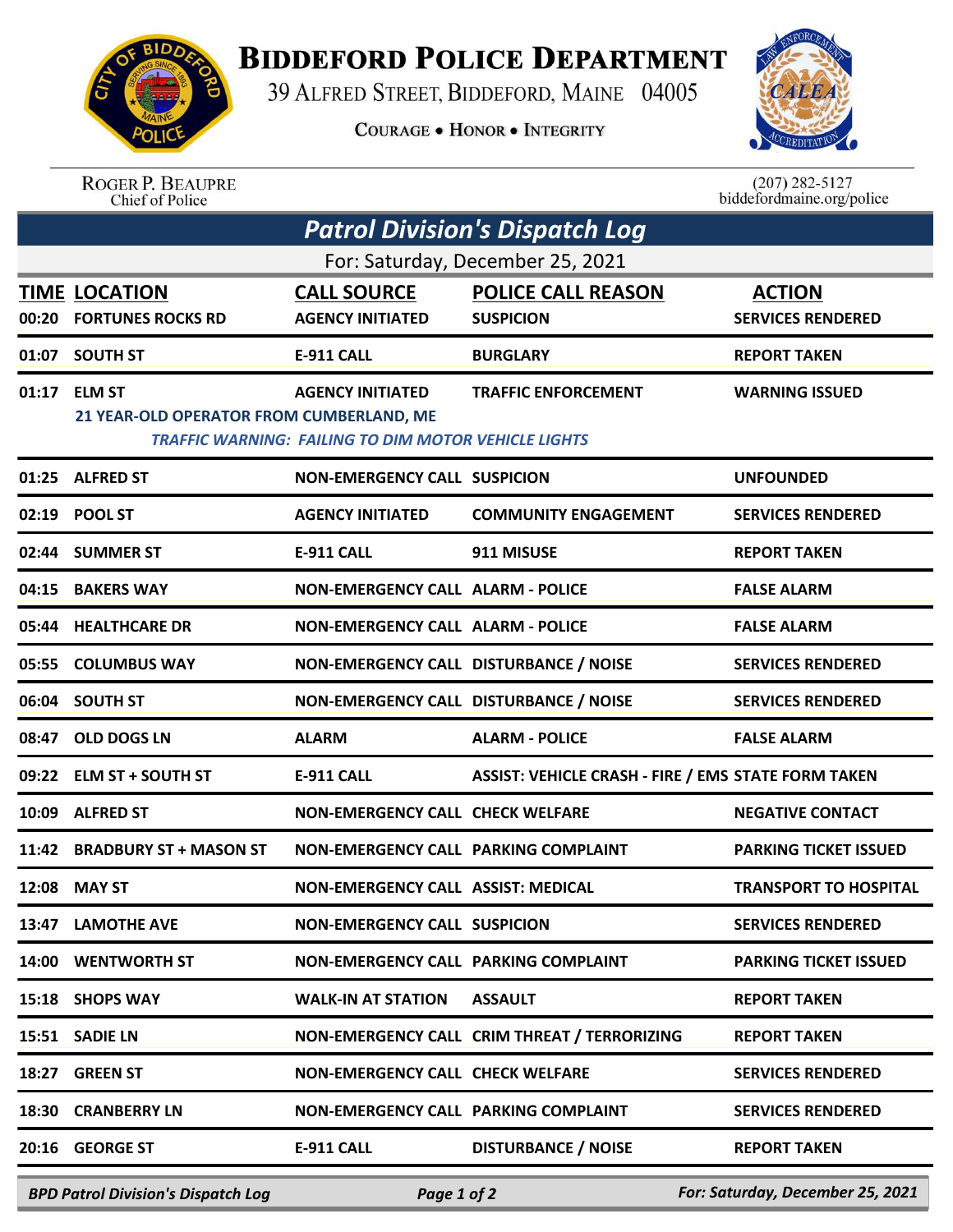# BIDDEFORD POLICE DEPARTMENT

39 ALFRED STREET, BIDDEFORD, MAINE 04005

COURAGE • HONOR • INTEGRITY

ROGER P. BEAUPRE
Chief of Police

(207) 282-5127
biddefordmaine.org/police

## *Patrol Division's Dispatch Log*

For: Saturday, December 25, 2021

| TIME | LOCATION | CALL SOURCE | POLICE CALL REASON | ACTION |
|---|---|---|---|---|
| 00:20 | FORTUNES ROCKS RD | AGENCY INITIATED | SUSPICION | SERVICES RENDERED |
| 01:07 | SOUTH ST | E-911 CALL | BURGLARY | REPORT TAKEN |
| 01:17 | ELM ST<br>21 YEAR-OLD OPERATOR FROM CUMBERLAND, ME<br>*TRAFFIC WARNING: FAILING TO DIM MOTOR VEHICLE LIGHTS* | AGENCY INITIATED | TRAFFIC ENFORCEMENT | WARNING ISSUED |
| 01:25 | ALFRED ST | NON-EMERGENCY CALL | SUSPICION | UNFOUNDED |
| 02:19 | POOL ST | AGENCY INITIATED | COMMUNITY ENGAGEMENT | SERVICES RENDERED |
| 02:44 | SUMMER ST | E-911 CALL | 911 MISUSE | REPORT TAKEN |
| 04:15 | BAKERS WAY | NON-EMERGENCY CALL | ALARM - POLICE | FALSE ALARM |
| 05:44 | HEALTHCARE DR | NON-EMERGENCY CALL | ALARM - POLICE | FALSE ALARM |
| 05:55 | COLUMBUS WAY | NON-EMERGENCY CALL | DISTURBANCE / NOISE | SERVICES RENDERED |
| 06:04 | SOUTH ST | NON-EMERGENCY CALL | DISTURBANCE / NOISE | SERVICES RENDERED |
| 08:47 | OLD DOGS LN | ALARM | ALARM - POLICE | FALSE ALARM |
| 09:22 | ELM ST + SOUTH ST | E-911 CALL | ASSIST: VEHICLE CRASH - FIRE / EMS | STATE FORM TAKEN |
| 10:09 | ALFRED ST | NON-EMERGENCY CALL | CHECK WELFARE | NEGATIVE CONTACT |
| 11:42 | BRADBURY ST + MASON ST | NON-EMERGENCY CALL | PARKING COMPLAINT | PARKING TICKET ISSUED |
| 12:08 | MAY ST | NON-EMERGENCY CALL | ASSIST: MEDICAL | TRANSPORT TO HOSPITAL |
| 13:47 | LAMOTHE AVE | NON-EMERGENCY CALL | SUSPICION | SERVICES RENDERED |
| 14:00 | WENTWORTH ST | NON-EMERGENCY CALL | PARKING COMPLAINT | PARKING TICKET ISSUED |
| 15:18 | SHOPS WAY | WALK-IN AT STATION | ASSAULT | REPORT TAKEN |
| 15:51 | SADIE LN | NON-EMERGENCY CALL | CRIM THREAT / TERRORIZING | REPORT TAKEN |
| 18:27 | GREEN ST | NON-EMERGENCY CALL | CHECK WELFARE | SERVICES RENDERED |
| 18:30 | CRANBERRY LN | NON-EMERGENCY CALL | PARKING COMPLAINT | SERVICES RENDERED |
| 20:16 | GEORGE ST | E-911 CALL | DISTURBANCE / NOISE | REPORT TAKEN |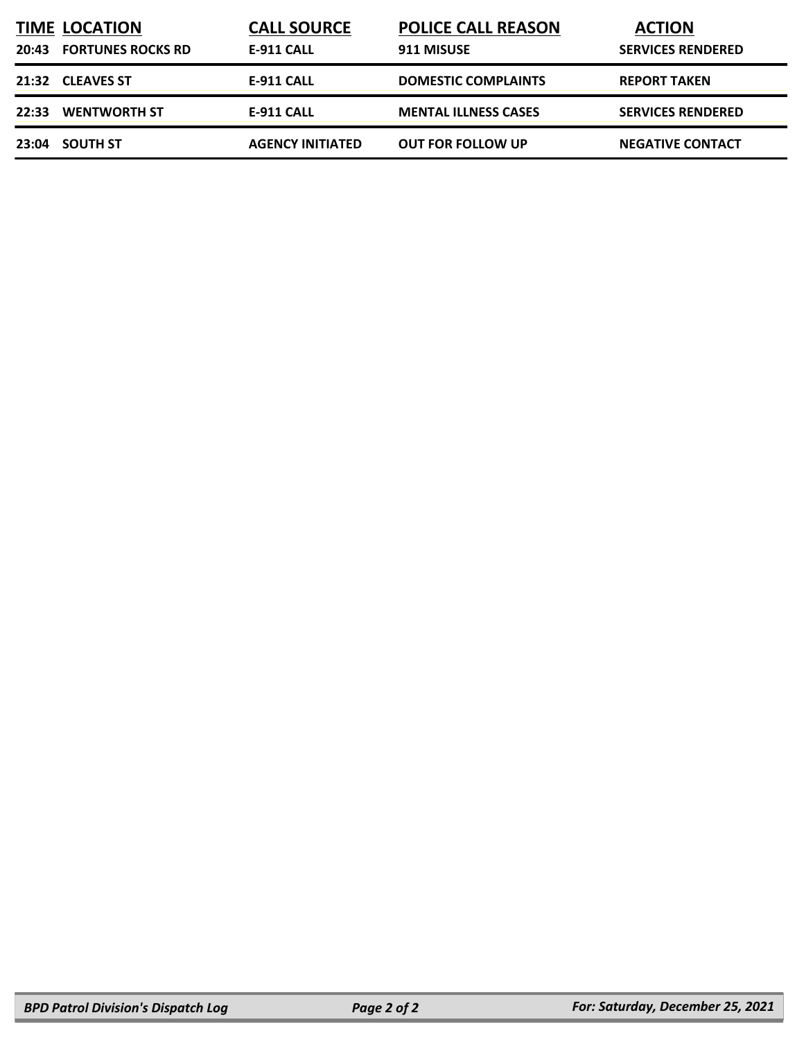| TIME | LOCATION | CALL SOURCE | POLICE CALL REASON | ACTION |
|---|---|---|---|---|
| 20:43 | FORTUNES ROCKS RD | E-911 CALL | 911 MISUSE | SERVICES RENDERED |
| 21:32 | CLEAVES ST | E-911 CALL | DOMESTIC COMPLAINTS | REPORT TAKEN |
| 22:33 | WENTWORTH ST | E-911 CALL | MENTAL ILLNESS CASES | SERVICES RENDERED |
| 23:04 | SOUTH ST | AGENCY INITIATED | OUT FOR FOLLOW UP | NEGATIVE CONTACT |